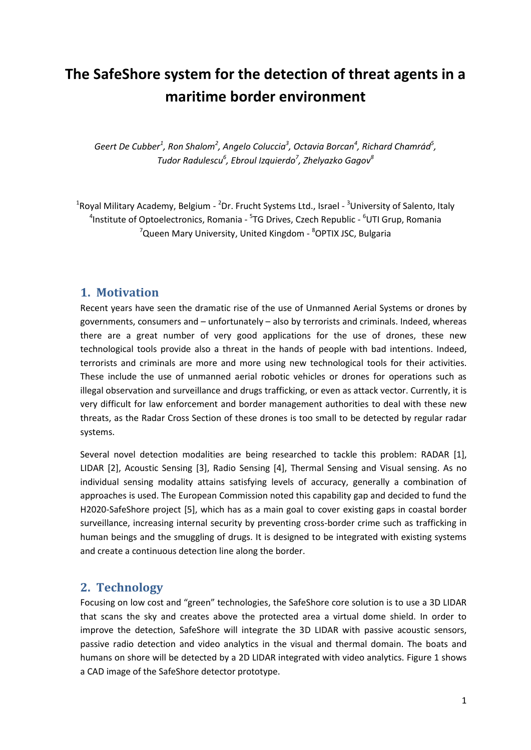# The SafeShore system for the detection of threat agents in a maritime border environment

*Geert De Cubber[1], Ron Shalom[2], Angelo Coluccia[3], Octavia Borcan[4], Richard Chamrád[5], Tudor Radulescu[6], Ebroul Izquierdo[7], Zhelyazko Gagov[8]*

[1]Royal Military Academy, Belgium - [2]Dr. Frucht Systems Ltd., Israel - [3]University of Salento, Italy
[4]Institute of Optoelectronics, Romania - [5]TG Drives, Czech Republic - [6]UTI Grup, Romania
[7]Queen Mary University, United Kingdom - [8]OPTIX JSC, Bulgaria

## 1. Motivation

Recent years have seen the dramatic rise of the use of Unmanned Aerial Systems or drones by governments, consumers and – unfortunately – also by terrorists and criminals. Indeed, whereas there are a great number of very good applications for the use of drones, these new technological tools provide also a threat in the hands of people with bad intentions. Indeed, terrorists and criminals are more and more using new technological tools for their activities. These include the use of unmanned aerial robotic vehicles or drones for operations such as illegal observation and surveillance and drugs trafficking, or even as attack vector. Currently, it is very difficult for law enforcement and border management authorities to deal with these new threats, as the Radar Cross Section of these drones is too small to be detected by regular radar systems.

Several novel detection modalities are being researched to tackle this problem: RADAR [1], LIDAR [2], Acoustic Sensing [3], Radio Sensing [4], Thermal Sensing and Visual sensing. As no individual sensing modality attains satisfying levels of accuracy, generally a combination of approaches is used. The European Commission noted this capability gap and decided to fund the H2020-SafeShore project [5], which has as a main goal to cover existing gaps in coastal border surveillance, increasing internal security by preventing cross-border crime such as trafficking in human beings and the smuggling of drugs. It is designed to be integrated with existing systems and create a continuous detection line along the border.

## 2. Technology

Focusing on low cost and "green" technologies, the SafeShore core solution is to use a 3D LIDAR that scans the sky and creates above the protected area a virtual dome shield. In order to improve the detection, SafeShore will integrate the 3D LIDAR with passive acoustic sensors, passive radio detection and video analytics in the visual and thermal domain. The boats and humans on shore will be detected by a 2D LIDAR integrated with video analytics. Figure 1 shows a CAD image of the SafeShore detector prototype.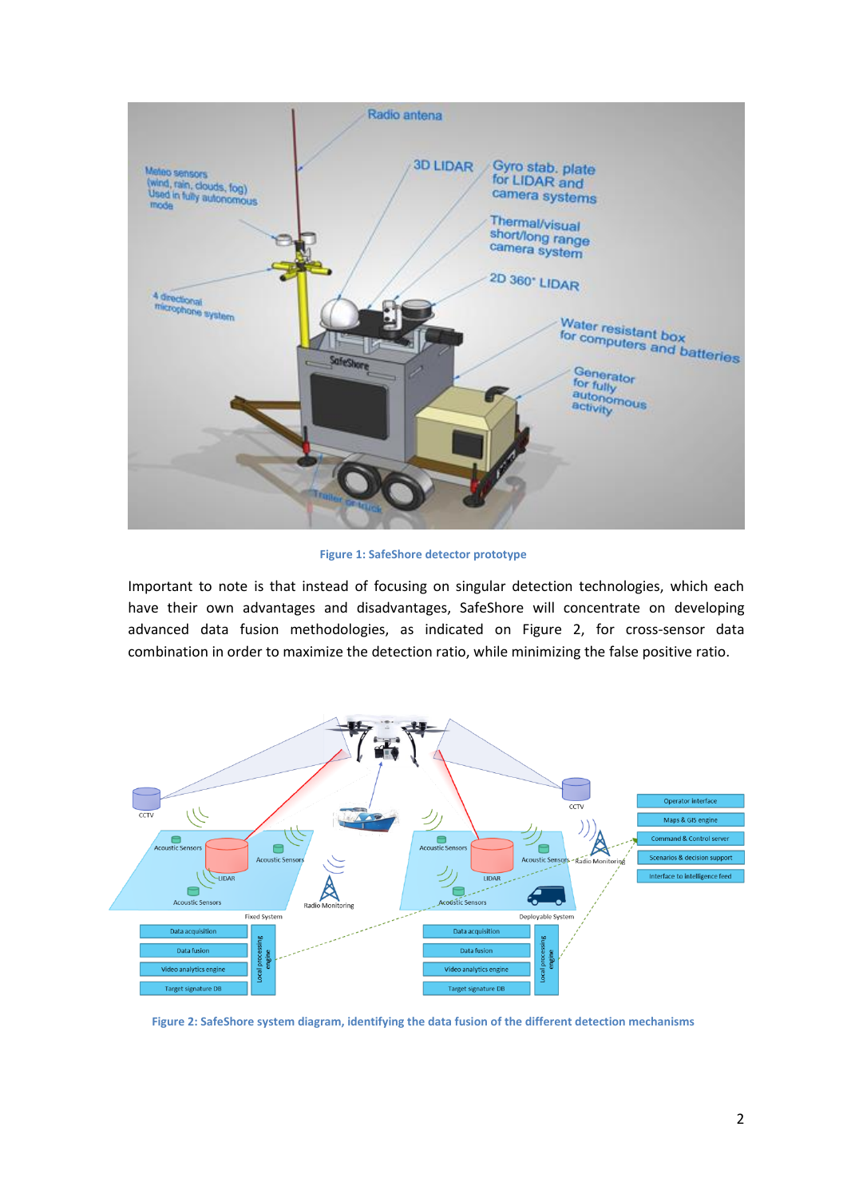Figure 1: SafeShore detector prototype

Important to note is that instead of focusing on singular detection technologies, which each have their own advantages and disadvantages, SafeShore will concentrate on developing advanced data fusion methodologies, as indicated on Figure 2, for cross-sensor data combination in order to maximize the detection ratio, while minimizing the false positive ratio.

Figure 2: SafeShore system diagram, identifying the data fusion of the different detection mechanisms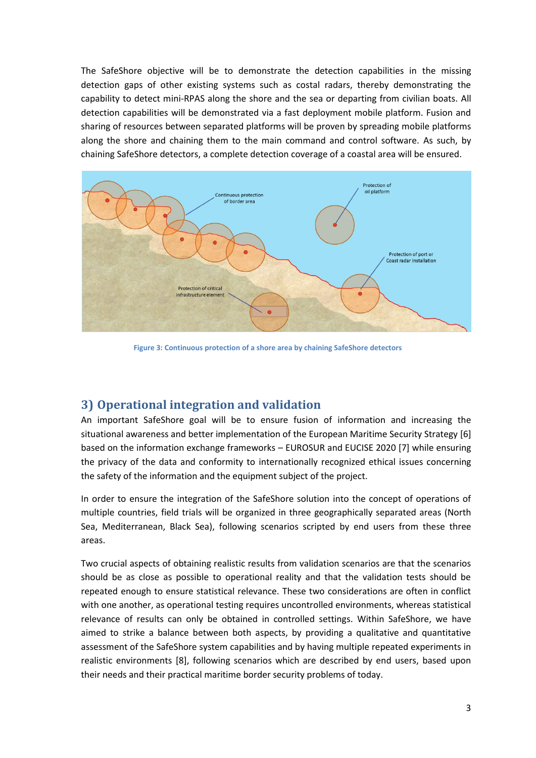The SafeShore objective will be to demonstrate the detection capabilities in the missing detection gaps of other existing systems such as costal radars, thereby demonstrating the capability to detect mini-RPAS along the shore and the sea or departing from civilian boats. All detection capabilities will be demonstrated via a fast deployment mobile platform. Fusion and sharing of resources between separated platforms will be proven by spreading mobile platforms along the shore and chaining them to the main command and control software. As such, by chaining SafeShore detectors, a complete detection coverage of a coastal area will be ensured.

Figure 3: Continuous protection of a shore area by chaining SafeShore detectors

## 3) Operational integration and validation

An important SafeShore goal will be to ensure fusion of information and increasing the situational awareness and better implementation of the European Maritime Security Strategy [6] based on the information exchange frameworks – EUROSUR and EUCISE 2020 [7] while ensuring the privacy of the data and conformity to internationally recognized ethical issues concerning the safety of the information and the equipment subject of the project.

In order to ensure the integration of the SafeShore solution into the concept of operations of multiple countries, field trials will be organized in three geographically separated areas (North Sea, Mediterranean, Black Sea), following scenarios scripted by end users from these three areas.

Two crucial aspects of obtaining realistic results from validation scenarios are that the scenarios should be as close as possible to operational reality and that the validation tests should be repeated enough to ensure statistical relevance. These two considerations are often in conflict with one another, as operational testing requires uncontrolled environments, whereas statistical relevance of results can only be obtained in controlled settings. Within SafeShore, we have aimed to strike a balance between both aspects, by providing a qualitative and quantitative assessment of the SafeShore system capabilities and by having multiple repeated experiments in realistic environments [8], following scenarios which are described by end users, based upon their needs and their practical maritime border security problems of today.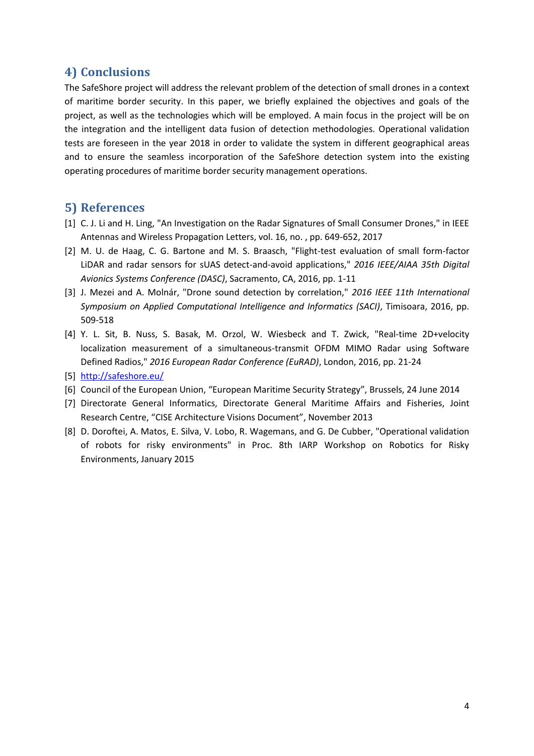## 4) Conclusions

The SafeShore project will address the relevant problem of the detection of small drones in a context of maritime border security. In this paper, we briefly explained the objectives and goals of the project, as well as the technologies which will be employed. A main focus in the project will be on the integration and the intelligent data fusion of detection methodologies. Operational validation tests are foreseen in the year 2018 in order to validate the system in different geographical areas and to ensure the seamless incorporation of the SafeShore detection system into the existing operating procedures of maritime border security management operations.

## 5) References

[1] C. J. Li and H. Ling, "An Investigation on the Radar Signatures of Small Consumer Drones," in IEEE Antennas and Wireless Propagation Letters, vol. 16, no. , pp. 649-652, 2017

[2] M. U. de Haag, C. G. Bartone and M. S. Braasch, "Flight-test evaluation of small form-factor LiDAR and radar sensors for sUAS detect-and-avoid applications," *2016 IEEE/AIAA 35th Digital Avionics Systems Conference (DASC)*, Sacramento, CA, 2016, pp. 1-11

[3] J. Mezei and A. Molnár, "Drone sound detection by correlation," *2016 IEEE 11th International Symposium on Applied Computational Intelligence and Informatics (SACI)*, Timisoara, 2016, pp. 509-518

[4] Y. L. Sit, B. Nuss, S. Basak, M. Orzol, W. Wiesbeck and T. Zwick, "Real-time 2D+velocity localization measurement of a simultaneous-transmit OFDM MIMO Radar using Software Defined Radios," *2016 European Radar Conference (EuRAD)*, London, 2016, pp. 21-24

[5] [http://safeshore.eu/](http://safeshore.eu/)

[6] Council of the European Union, "European Maritime Security Strategy", Brussels, 24 June 2014

[7] Directorate General Informatics, Directorate General Maritime Affairs and Fisheries, Joint Research Centre, "CISE Architecture Visions Document", November 2013

[8] D. Doroftei, A. Matos, E. Silva, V. Lobo, R. Wagemans, and G. De Cubber, "Operational validation of robots for risky environments" in Proc. 8th IARP Workshop on Robotics for Risky Environments, January 2015